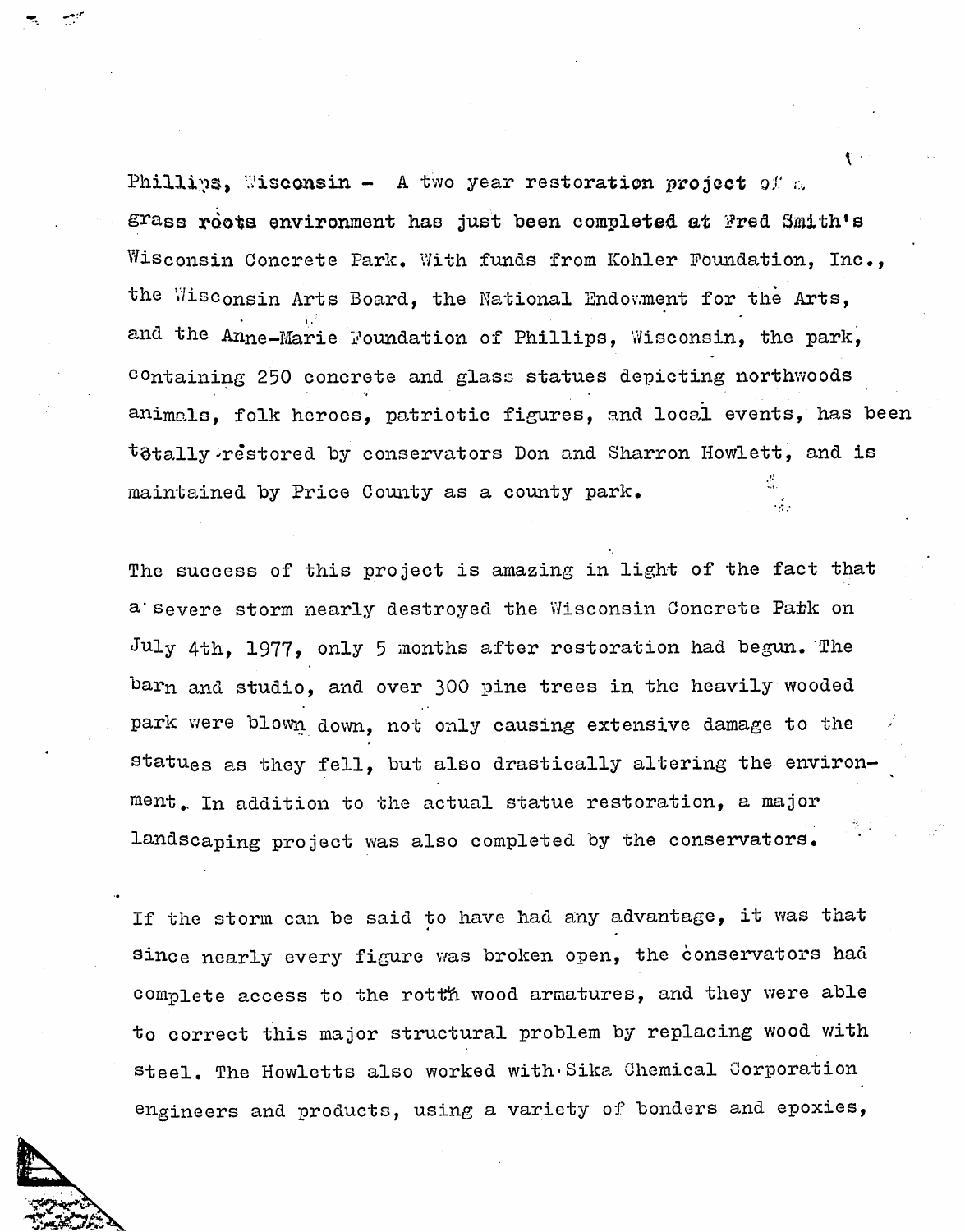Phillips, Wisconsin - A two year restoration project of a grass roots environment has just been completed at Fred Smith's Wisconsin Concrete Park. With funds from Kohler Foundation, Inc., the Wisconsin Arts Board, the National Endowment for the Arts, and the Anne-Marie Foundation of Phillips, Wisconsin, the park, containing 250 concrete and glass statues depicting northwoods animals, folk heroes, patriotic figures, and local events, has been totally restored by conservators Don and Sharron Howlett, and is maintained by Price County as a county park.

The success of this project is amazing in light of the fact that a severe storm nearly destroyed the Wisconsin Concrete Park on July 4th, 1977, only 5 months after restoration had begun. The barn and studio, and over 300 pine trees in the heavily wooded park were blown down, not only causing extensive damage to the statues as they fell, but also drastically altering the environment. In addition to the actual statue restoration, a major landscaping project was also completed by the conservators.

If the storm can be said to have had any advantage, it was that since nearly every figure was broken open, the conservators had complete access to the rotten wood armatures, and they were able to correct this major structural problem by replacing wood with steel. The Howletts also worked with Sika Chemical Corporation engineers and products, using a variety of bonders and epoxies,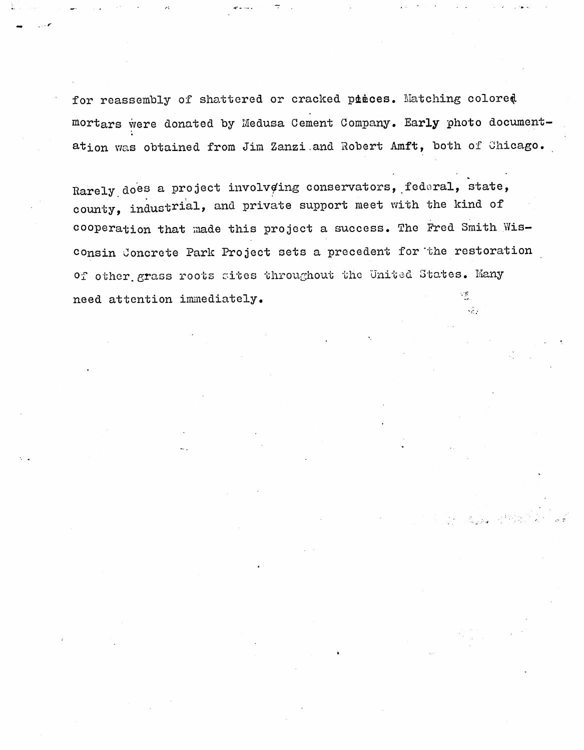for reassembly of shattered or cracked pieces. Matching colored mortars were donated by Medusa Cement Company. Early photo documentation was obtained from Jim Zanzi and Robert Amft, both of Chicago.

Rarely does a project involving conservators, federal, state, county, industrial, and private support meet with the kind of cooperation that made this project a success. The Fred Smith Wisconsin Concrete Park Project sets a precedent for the restoration of other grass roots sites throughout the United States. Many need attention immediately.